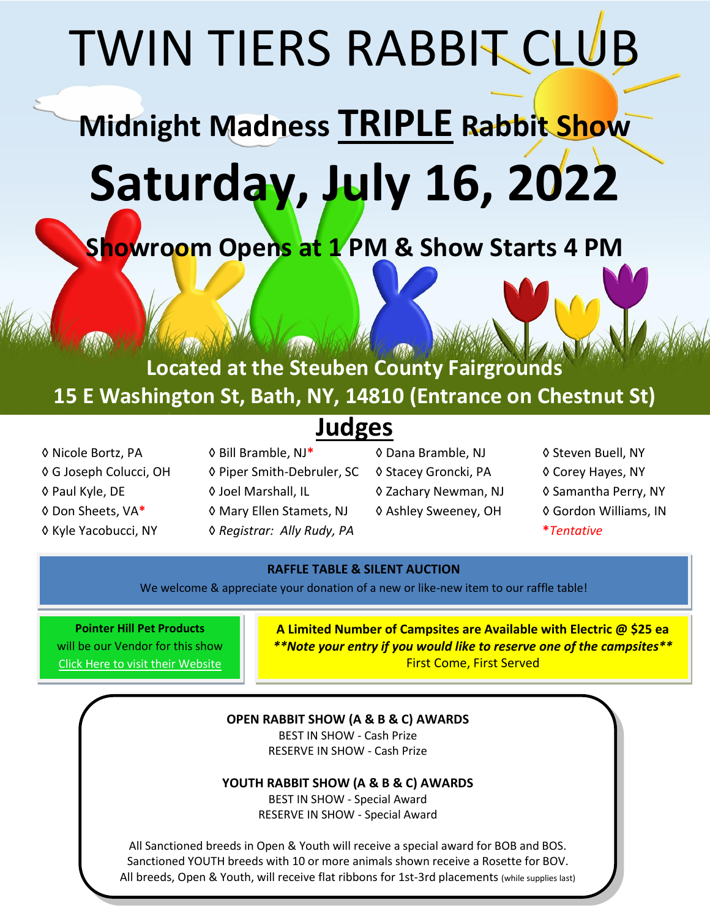# TWIN TIERS RABBIT CLUB

## Midnight Madness TRIPLE Rabbit Show

# Saturday, July 16, 2022

### Showroom Opens at 1 PM & Show Starts 4 PM

**Located at the Steuben County Fairgrounds**

**15 E Washington St, Bath, NY, 14810 (Entrance on Chestnut St)**

## Judges

- ◊ Nicole Bortz, PA
- ◊ G Joseph Colucci, OH
- ◊ Paul Kyle, DE
- ◊ Don Sheets, VA*
- ◊ Kyle Yacobucci, NY
- ◊ Bill Bramble, NJ*
- ◊ Piper Smith-Debruler, SC
- ◊ Joel Marshall, IL
- ◊ Mary Ellen Stamets, NJ
- ◊ *Registrar: Ally Rudy, PA*
- ◊ Dana Bramble, NJ
- ◊ Stacey Groncki, PA
- ◊ Zachary Newman, NJ
- ◊ Ashley Sweeney, OH
- ◊ Steven Buell, NY
- ◊ Corey Hayes, NY
- ◊ Samantha Perry, NY
- ◊ Gordon Williams, IN

**\***_Tentative_

**RAFFLE TABLE & SILENT AUCTION**

We welcome & appreciate your donation of a new or like-new item to our raffle table!

**Pointer Hill Pet Products**
will be our Vendor for this show
Click Here to visit their Website

**A Limited Number of Campsites are Available with Electric @ $25 ea**
***\*\*Note your entry if you would like to reserve one of the campsites\*\****
First Come, First Served

**OPEN RABBIT SHOW (A & B & C) AWARDS**
BEST IN SHOW - Cash Prize
RESERVE IN SHOW - Cash Prize

**YOUTH RABBIT SHOW (A & B & C) AWARDS**
BEST IN SHOW - Special Award
RESERVE IN SHOW - Special Award

All Sanctioned breeds in Open & Youth will receive a special award for BOB and BOS.
Sanctioned YOUTH breeds with 10 or more animals shown receive a Rosette for BOV.
All breeds, Open & Youth, will receive flat ribbons for 1st-3rd placements (while supplies last)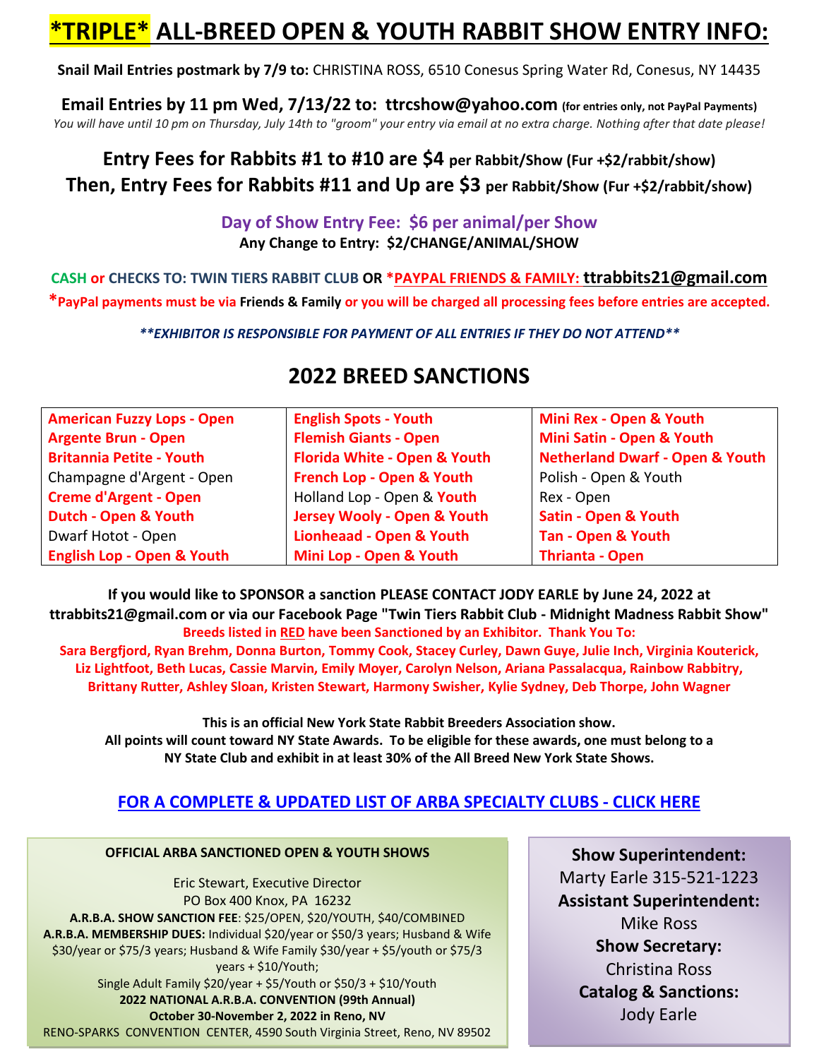# *TRIPLE* ALL-BREED OPEN & YOUTH RABBIT SHOW ENTRY INFO:

**Snail Mail Entries postmark by 7/9 to:** CHRISTINA ROSS, 6510 Conesus Spring Water Rd, Conesus, NY 14435

**Email Entries by 11 pm Wed, 7/13/22 to: ttrcshow@yahoo.com** **(for entries only, not PayPal Payments)**
*You will have until 10 pm on Thursday, July 14th to "groom" your entry via email at no extra charge. Nothing after that date please!*

### Entry Fees for Rabbits #1 to #10 are $4 per Rabbit/Show (Fur +$2/rabbit/show)
### Then, Entry Fees for Rabbits #11 and Up are $3 per Rabbit/Show (Fur +$2/rabbit/show)

**Day of Show Entry Fee: $6 per animal/per Show**
**Any Change to Entry: $2/CHANGE/ANIMAL/SHOW**

**CASH or CHECKS TO: TWIN TIERS RABBIT CLUB OR *PAYPAL FRIENDS & FAMILY: ttrabbits21@gmail.com**
**\*PayPal payments must be via Friends & Family or you will be charged all processing fees before entries are accepted.**

***\*\*EXHIBITOR IS RESPONSIBLE FOR PAYMENT OF ALL ENTRIES IF THEY DO NOT ATTEND\*\****

## 2022 BREED SANCTIONS

| | | |
|---|---|---|
| **American Fuzzy Lops - Open** | **English Spots - Youth** | **Mini Rex - Open & Youth** |
| **Argente Brun - Open** | **Flemish Giants - Open** | **Mini Satin - Open & Youth** |
| **Britannia Petite - Youth** | **Florida White - Open & Youth** | **Netherland Dwarf - Open & Youth** |
| Champagne d'Argent - Open | **French Lop - Open & Youth** | Polish - Open & Youth |
| **Creme d'Argent - Open** | Holland Lop - Open & **Youth** | Rex - Open |
| **Dutch - Open & Youth** | **Jersey Wooly - Open & Youth** | **Satin - Open & Youth** |
| Dwarf Hotot - Open | **Lionheaad - Open & Youth** | **Tan - Open & Youth** |
| **English Lop - Open & Youth** | **Mini Lop - Open & Youth** | **Thrianta - Open** |

**If you would like to SPONSOR a sanction PLEASE CONTACT JODY EARLE by June 24, 2022 at ttrabbits21@gmail.com or via our Facebook Page "Twin Tiers Rabbit Club - Midnight Madness Rabbit Show"**
**Breeds listed in RED have been Sanctioned by an Exhibitor. Thank You To:**
**Sara Bergfjord, Ryan Brehm, Donna Burton, Tommy Cook, Stacey Curley, Dawn Guye, Julie Inch, Virginia Kouterick, Liz Lightfoot, Beth Lucas, Cassie Marvin, Emily Moyer, Carolyn Nelson, Ariana Passalacqua, Rainbow Rabbitry, Brittany Rutter, Ashley Sloan, Kristen Stewart, Harmony Swisher, Kylie Sydney, Deb Thorpe, John Wagner**

**This is an official New York State Rabbit Breeders Association show.**
**All points will count toward NY State Awards. To be eligible for these awards, one must belong to a NY State Club and exhibit in at least 30% of the All Breed New York State Shows.**

**FOR A COMPLETE & UPDATED LIST OF ARBA SPECIALTY CLUBS - CLICK HERE**

**OFFICIAL ARBA SANCTIONED OPEN & YOUTH SHOWS**

Eric Stewart, Executive Director
PO Box 400 Knox, PA 16232
**A.R.B.A. SHOW SANCTION FEE**: $25/OPEN, $20/YOUTH, $40/COMBINED
**A.R.B.A. MEMBERSHIP DUES:** Individual $20/year or $50/3 years; Husband & Wife $30/year or $75/3 years; Husband & Wife Family $30/year + $5/youth or $75/3 years + $10/Youth;
Single Adult Family $20/year + $5/Youth or $50/3 + $10/Youth
**2022 NATIONAL A.R.B.A. CONVENTION (99th Annual)**
**October 30-November 2, 2022 in Reno, NV**
RENO-SPARKS CONVENTION CENTER, 4590 South Virginia Street, Reno, NV 89502

**Show Superintendent:**
Marty Earle 315-521-1223
**Assistant Superintendent:**
Mike Ross
**Show Secretary:**
Christina Ross
**Catalog & Sanctions:**
Jody Earle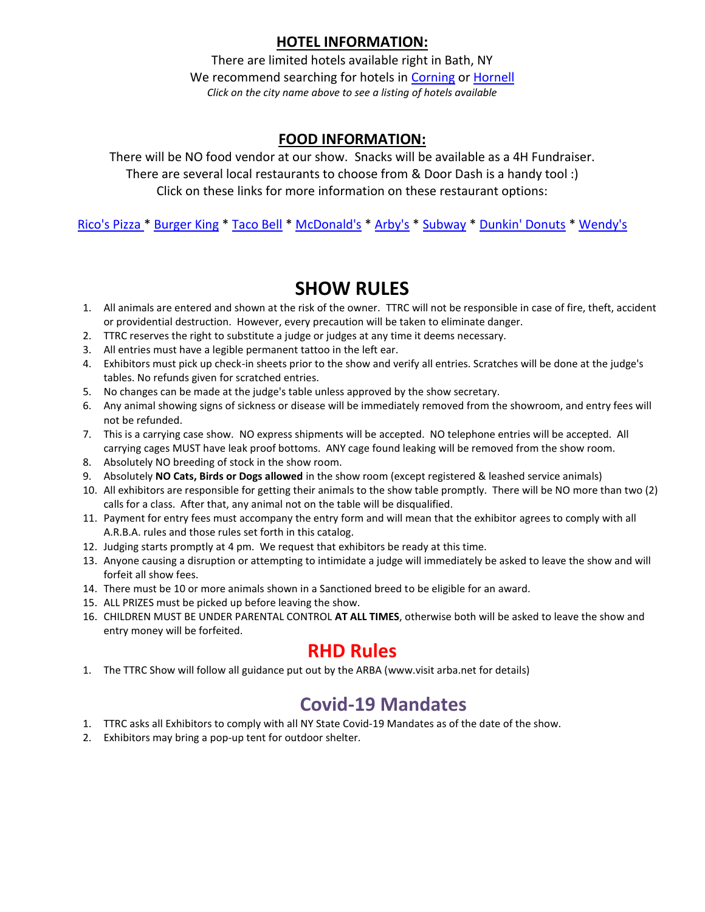## HOTEL INFORMATION:

There are limited hotels available right in Bath, NY

We recommend searching for hotels in Corning or Hornell

*Click on the city name above to see a listing of hotels available*

## FOOD INFORMATION:

There will be NO food vendor at our show. Snacks will be available as a 4H Fundraiser.

There are several local restaurants to choose from & Door Dash is a handy tool :)

Click on these links for more information on these restaurant options:

Rico's Pizza * Burger King * Taco Bell * McDonald's * Arby's * Subway * Dunkin' Donuts * Wendy's

# SHOW RULES

1. All animals are entered and shown at the risk of the owner. TTRC will not be responsible in case of fire, theft, accident or providential destruction. However, every precaution will be taken to eliminate danger.
2. TTRC reserves the right to substitute a judge or judges at any time it deems necessary.
3. All entries must have a legible permanent tattoo in the left ear.
4. Exhibitors must pick up check-in sheets prior to the show and verify all entries. Scratches will be done at the judge's tables. No refunds given for scratched entries.
5. No changes can be made at the judge's table unless approved by the show secretary.
6. Any animal showing signs of sickness or disease will be immediately removed from the showroom, and entry fees will not be refunded.
7. This is a carrying case show. NO express shipments will be accepted. NO telephone entries will be accepted. All carrying cages MUST have leak proof bottoms. ANY cage found leaking will be removed from the show room.
8. Absolutely NO breeding of stock in the show room.
9. Absolutely **NO Cats, Birds or Dogs allowed** in the show room (except registered & leashed service animals)
10. All exhibitors are responsible for getting their animals to the show table promptly. There will be NO more than two (2) calls for a class. After that, any animal not on the table will be disqualified.
11. Payment for entry fees must accompany the entry form and will mean that the exhibitor agrees to comply with all A.R.B.A. rules and those rules set forth in this catalog.
12. Judging starts promptly at 4 pm. We request that exhibitors be ready at this time.
13. Anyone causing a disruption or attempting to intimidate a judge will immediately be asked to leave the show and will forfeit all show fees.
14. There must be 10 or more animals shown in a Sanctioned breed to be eligible for an award.
15. ALL PRIZES must be picked up before leaving the show.
16. CHILDREN MUST BE UNDER PARENTAL CONTROL **AT ALL TIMES**, otherwise both will be asked to leave the show and entry money will be forfeited.

# RHD Rules

1. The TTRC Show will follow all guidance put out by the ARBA (www.visit arba.net for details)

# Covid-19 Mandates

1. TTRC asks all Exhibitors to comply with all NY State Covid-19 Mandates as of the date of the show.
2. Exhibitors may bring a pop-up tent for outdoor shelter.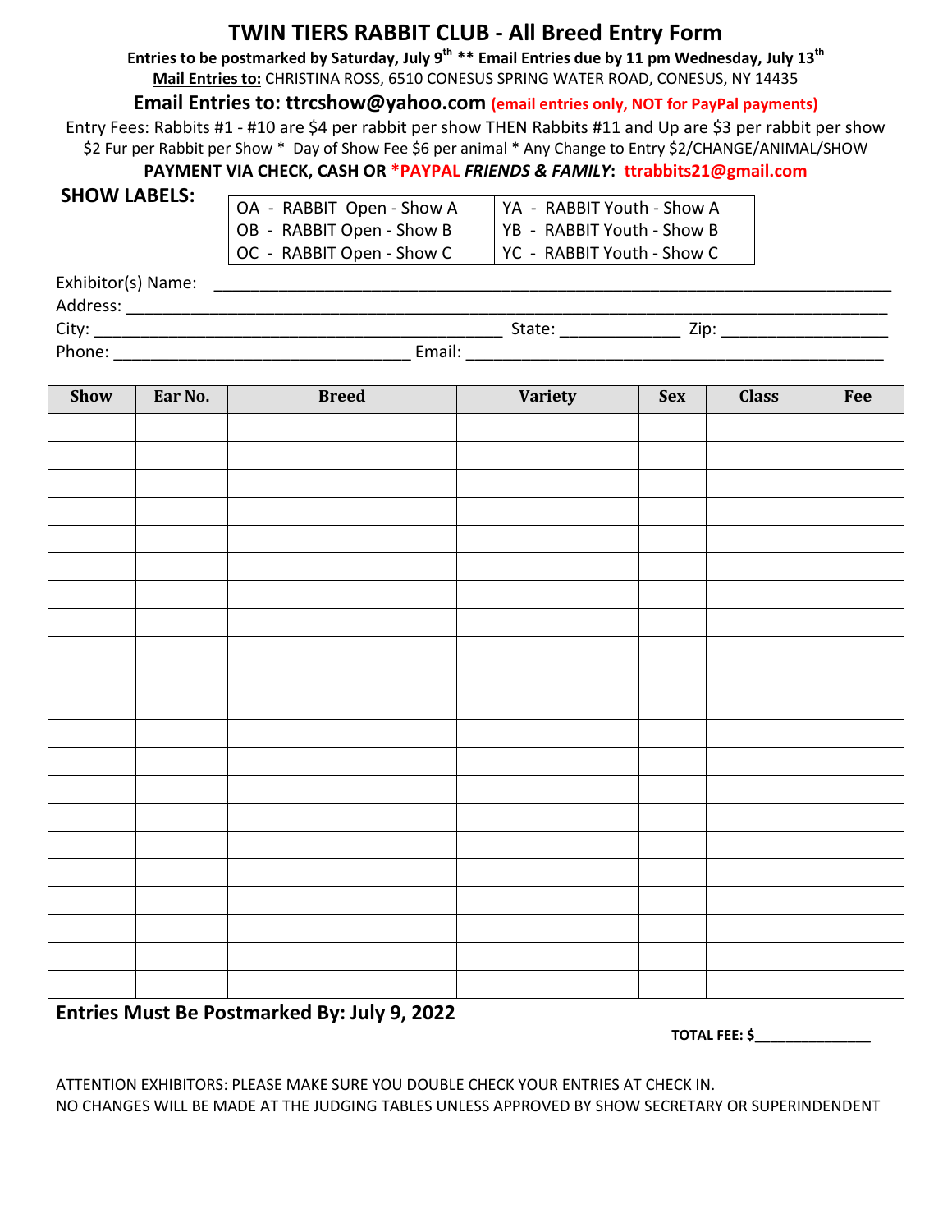# TWIN TIERS RABBIT CLUB - All Breed Entry Form

**Entries to be postmarked by Saturday, July 9th \*\* Email Entries due by 11 pm Wednesday, July 13th**

**Mail Entries to:** CHRISTINA ROSS, 6510 CONESUS SPRING WATER ROAD, CONESUS, NY 14435

**Email Entries to: ttrcshow@yahoo.com** **(email entries only, NOT for PayPal payments)**

Entry Fees: Rabbits #1 - #10 are $4 per rabbit per show THEN Rabbits #11 and Up are $3 per rabbit per show

$2 Fur per Rabbit per Show * Day of Show Fee $6 per animal * Any Change to Entry $2/CHANGE/ANIMAL/SHOW

**PAYMENT VIA CHECK, CASH OR \*PAYPAL *FRIENDS & FAMILY*: ttrabbits21@gmail.com**

## SHOW LABELS:

| | |
|---|---|
| OA - RABBIT Open - Show A | YA - RABBIT Youth - Show A |
| OB - RABBIT Open - Show B | YB - RABBIT Youth - Show B |
| OC - RABBIT Open - Show C | YC - RABBIT Youth - Show C |

Exhibitor(s) Name: ______________________________________________

Address: ______________________________________________

City: ____________________________ State: ____________ Zip: ________________

Phone: ____________________________ Email: ______________________________

| Show | Ear No. | Breed | Variety | Sex | Class | Fee |
|---|---|---|---|---|---|---|
| | | | | | | |
| | | | | | | |
| | | | | | | |
| | | | | | | |
| | | | | | | |
| | | | | | | |
| | | | | | | |
| | | | | | | |
| | | | | | | |
| | | | | | | |
| | | | | | | |
| | | | | | | |
| | | | | | | |
| | | | | | | |
| | | | | | | |
| | | | | | | |
| | | | | | | |
| | | | | | | |
| | | | | | | |
| | | | | | | |
| | | | | | | |

**Entries Must Be Postmarked By: July 9, 2022**

**TOTAL FEE: $______________**

ATTENTION EXHIBITORS: PLEASE MAKE SURE YOU DOUBLE CHECK YOUR ENTRIES AT CHECK IN.
NO CHANGES WILL BE MADE AT THE JUDGING TABLES UNLESS APPROVED BY SHOW SECRETARY OR SUPERINDENDENT